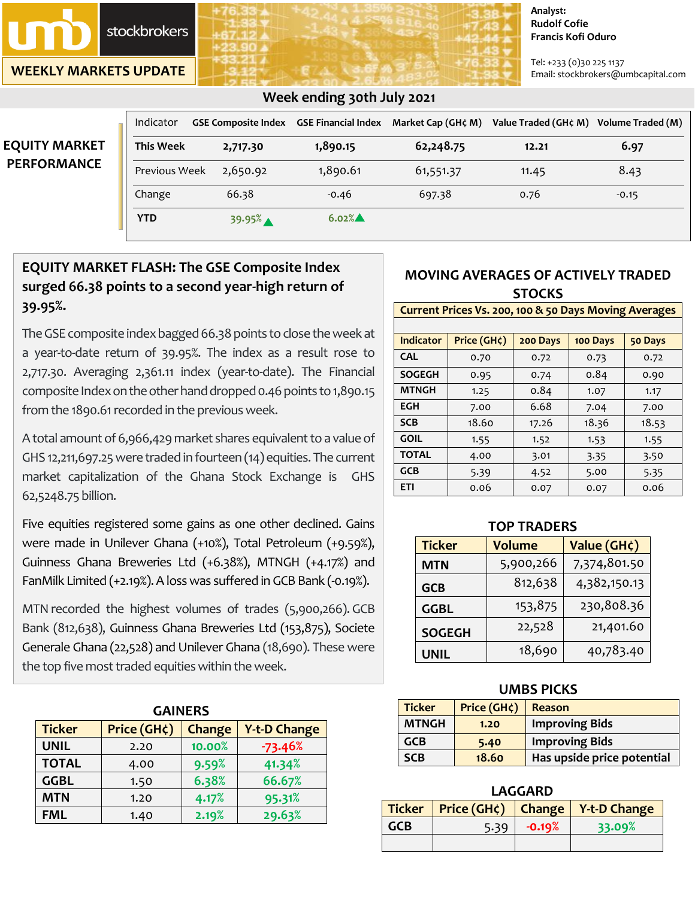umb stockbrokers

WEEKLY MARKETS UPDATE

Analyst:
Rudolf Cofie
Francis Kofi Oduro

Tel: +233 (0)30 225 1137
Email: stockbrokers@umbcapital.com

## Week ending 30th July 2021

## EQUITY MARKET PERFORMANCE

| Indicator | GSE Composite Index | GSE Financial Index | Market Cap (GH¢ M) | Value Traded (GH¢ M) | Volume Traded (M) |
|---|---|---|---|---|---|
| **This Week** | **2,717.30** | **1,890.15** | **62,248.75** | **12.21** | **6.97** |
| Previous Week | 2,650.92 | 1,890.61 | 61,551.37 | 11.45 | 8.43 |
| Change | 66.38 | -0.46 | 697.38 | 0.76 | -0.15 |
| **YTD** | 39.95% ▲ | 6.02% ▲ | | | |

### EQUITY MARKET FLASH: The GSE Composite Index surged 66.38 points to a second year-high return of 39.95%.

The GSE composite index bagged 66.38 points to close the week at a year-to-date return of 39.95%. The index as a result rose to 2,717.30. Averaging 2,361.11 index (year-to-date). The Financial composite Index on the other hand dropped 0.46 points to 1,890.15 from the 1890.61 recorded in the previous week.

A total amount of 6,966,429 market shares equivalent to a value of GHS 12,211,697.25 were traded in fourteen (14) equities. The current market capitalization of the Ghana Stock Exchange is GHS 62,5248.75 billion.

Five equities registered some gains as one other declined. Gains were made in Unilever Ghana (+10%), Total Petroleum (+9.59%), Guinness Ghana Breweries Ltd (+6.38%), MTNGH (+4.17%) and FanMilk Limited (+2.19%). A loss was suffered in GCB Bank (-0.19%).

MTN recorded the highest volumes of trades (5,900,266). GCB Bank (812,638), Guinness Ghana Breweries Ltd (153,875), Societe Generale Ghana (22,528) and Unilever Ghana (18,690). These were the top five most traded equities within the week.

### GAINERS

| Ticker | Price (GH¢) | Change | Y-t-D Change |
|---|---|---|---|
| UNIL | 2.20 | 10.00% | -73.46% |
| TOTAL | 4.00 | 9.59% | 41.34% |
| GGBL | 1.50 | 6.38% | 66.67% |
| MTN | 1.20 | 4.17% | 95.31% |
| FML | 1.40 | 2.19% | 29.63% |

### MOVING AVERAGES OF ACTIVELY TRADED STOCKS

Current Prices Vs. 200, 100 & 50 Days Moving Averages

| Indicator | Price (GH¢) | 200 Days | 100 Days | 50 Days |
|---|---|---|---|---|
| CAL | 0.70 | 0.72 | 0.73 | 0.72 |
| SOGEGH | 0.95 | 0.74 | 0.84 | 0.90 |
| MTNGH | 1.25 | 0.84 | 1.07 | 1.17 |
| EGH | 7.00 | 6.68 | 7.04 | 7.00 |
| SCB | 18.60 | 17.26 | 18.36 | 18.53 |
| GOIL | 1.55 | 1.52 | 1.53 | 1.55 |
| TOTAL | 4.00 | 3.01 | 3.35 | 3.50 |
| GCB | 5.39 | 4.52 | 5.00 | 5.35 |
| ETI | 0.06 | 0.07 | 0.07 | 0.06 |

### TOP TRADERS

| Ticker | Volume | Value (GH¢) |
|---|---|---|
| MTN | 5,900,266 | 7,374,801.50 |
| GCB | 812,638 | 4,382,150.13 |
| GGBL | 153,875 | 230,808.36 |
| SOGEGH | 22,528 | 21,401.60 |
| UNIL | 18,690 | 40,783.40 |

### UMBS PICKS

| Ticker | Price (GH¢) | Reason |
|---|---|---|
| MTNGH | 1.20 | Improving Bids |
| GCB | 5.40 | Improving Bids |
| SCB | 18.60 | Has upside price potential |

### LAGGARD

| Ticker | Price (GH¢) | Change | Y-t-D Change |
|---|---|---|---|
| GCB | 5.39 | -0.19% | 33.09% |
| | | | |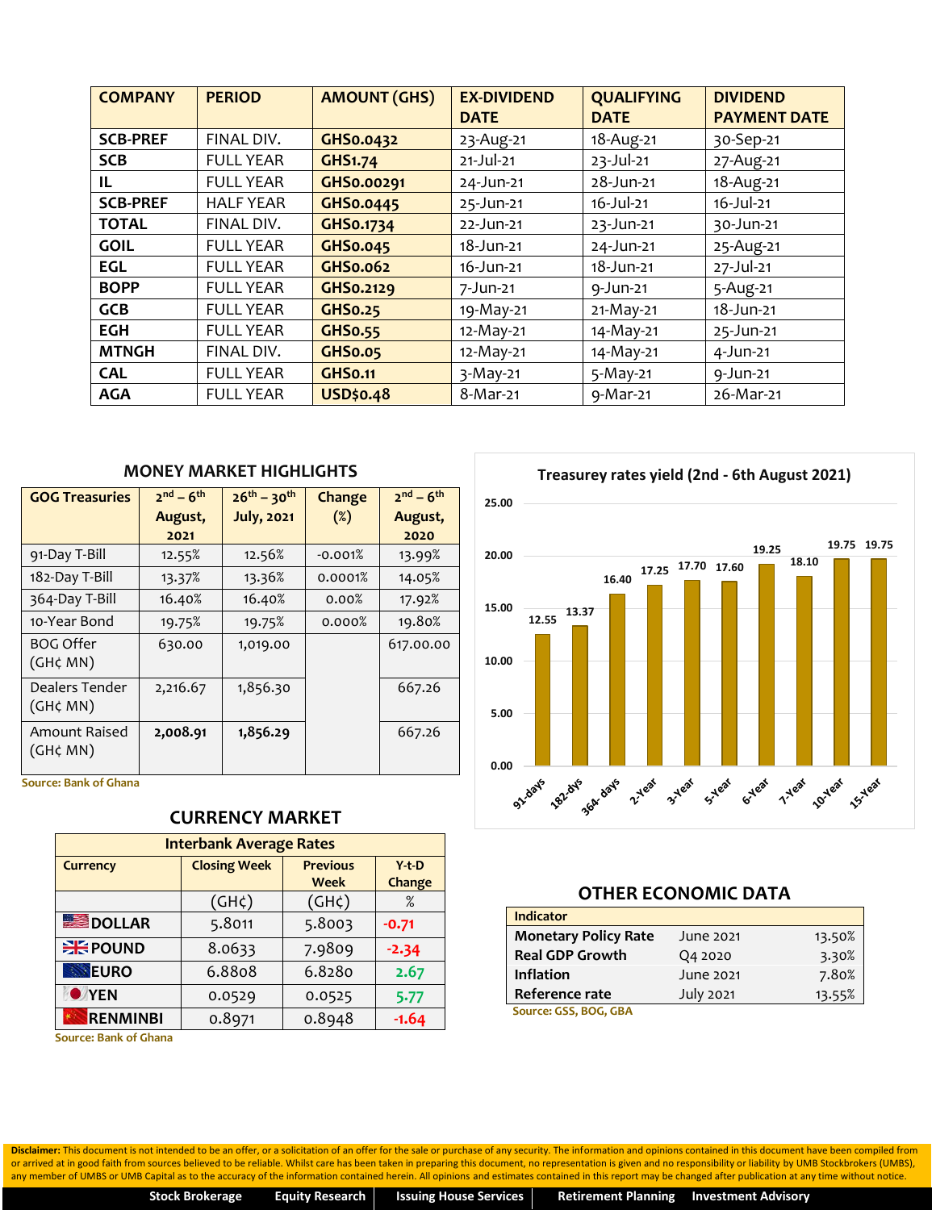| COMPANY | PERIOD | AMOUNT (GHS) | EX-DIVIDEND DATE | QUALIFYING DATE | DIVIDEND PAYMENT DATE |
|---|---|---|---|---|---|
| **SCB-PREF** | FINAL DIV. | **GHS0.0432** | 23-Aug-21 | 18-Aug-21 | 30-Sep-21 |
| **SCB** | FULL YEAR | **GHS1.74** | 21-Jul-21 | 23-Jul-21 | 27-Aug-21 |
| **IL** | FULL YEAR | **GHS0.00291** | 24-Jun-21 | 28-Jun-21 | 18-Aug-21 |
| **SCB-PREF** | HALF YEAR | **GHS0.0445** | 25-Jun-21 | 16-Jul-21 | 16-Jul-21 |
| **TOTAL** | FINAL DIV. | **GHS0.1734** | 22-Jun-21 | 23-Jun-21 | 30-Jun-21 |
| **GOIL** | FULL YEAR | **GHS0.045** | 18-Jun-21 | 24-Jun-21 | 25-Aug-21 |
| **EGL** | FULL YEAR | **GHS0.062** | 16-Jun-21 | 18-Jun-21 | 27-Jul-21 |
| **BOPP** | FULL YEAR | **GHS0.2129** | 7-Jun-21 | 9-Jun-21 | 5-Aug-21 |
| **GCB** | FULL YEAR | **GHS0.25** | 19-May-21 | 21-May-21 | 18-Jun-21 |
| **EGH** | FULL YEAR | **GHS0.55** | 12-May-21 | 14-May-21 | 25-Jun-21 |
| **MTNGH** | FINAL DIV. | **GHS0.05** | 12-May-21 | 14-May-21 | 4-Jun-21 |
| **CAL** | FULL YEAR | **GHS0.11** | 3-May-21 | 5-May-21 | 9-Jun-21 |
| **AGA** | FULL YEAR | **USD$0.48** | 8-Mar-21 | 9-Mar-21 | 26-Mar-21 |

## MONEY MARKET HIGHLIGHTS

| GOG Treasuries | 2nd – 6th August, 2021 | 26th – 30th July, 2021 | Change (%) | 2nd – 6th August, 2020 |
|---|---|---|---|---|
| 91-Day T-Bill | 12.55% | 12.56% | -0.001% | 13.99% |
| 182-Day T-Bill | 13.37% | 13.36% | 0.0001% | 14.05% |
| 364-Day T-Bill | 16.40% | 16.40% | 0.00% | 17.92% |
| 10-Year Bond | 19.75% | 19.75% | 0.000% | 19.80% |
| BOG Offer (GH¢ MN) | 630.00 | 1,019.00 | | 617.00.00 |
| Dealers Tender (GH¢ MN) | 2,216.67 | 1,856.30 | | 667.26 |
| Amount Raised (GH¢ MN) | **2,008.91** | **1,856.29** | | 667.26 |

Source: Bank of Ghana

Treasurey rates yield (2nd - 6th August 2021)

25.00
20.00
15.00
10.00
5.00
0.00

12.55
13.37
16.40
17.25
17.70
17.60
19.25
18.10
19.75
19.75

91-days
182-dys
364- days
2-Year
3-Year
5-Year
6-Year
7-Year
10-Year
15-Year

## CURRENCY MARKET

| Interbank Average Rates | | | |
|---|---|---|---|
| **Currency** | **Closing Week** | **Previous Week** | **Y-t-D Change** |
| | (GH¢) | (GH¢) | % |
| **DOLLAR** | 5.8011 | 5.8003 | **-0.71** |
| **POUND** | 8.0633 | 7.9809 | **-2.34** |
| **EURO** | 6.8808 | 6.8280 | **2.67** |
| **YEN** | 0.0529 | 0.0525 | **5.77** |
| **RENMINBI** | 0.8971 | 0.8948 | **-1.64** |

Source: Bank of Ghana

## OTHER ECONOMIC DATA

| Indicator | | |
|---|---|---|
| **Monetary Policy Rate** | June 2021 | 13.50% |
| **Real GDP Growth** | Q4 2020 | 3.30% |
| **Inflation** | June 2021 | 7.80% |
| **Reference rate** | July 2021 | 13.55% |

Source: GSS, BOG, GBA

**Disclaimer:** This document is not intended to be an offer, or a solicitation of an offer for the sale or purchase of any security. The information and opinions contained in this document have been compiled from or arrived at in good faith from sources believed to be reliable. Whilst care has been taken in preparing this document, no representation is given and no responsibility or liability by UMB Stockbrokers (UMBS), any member of UMBS or UMB Capital as to the accuracy of the information contained herein. All opinions and estimates contained in this report may be changed after publication at any time without notice.

Stock Brokerage | Equity Research | Issuing House Services | Retirement Planning | Investment Advisory